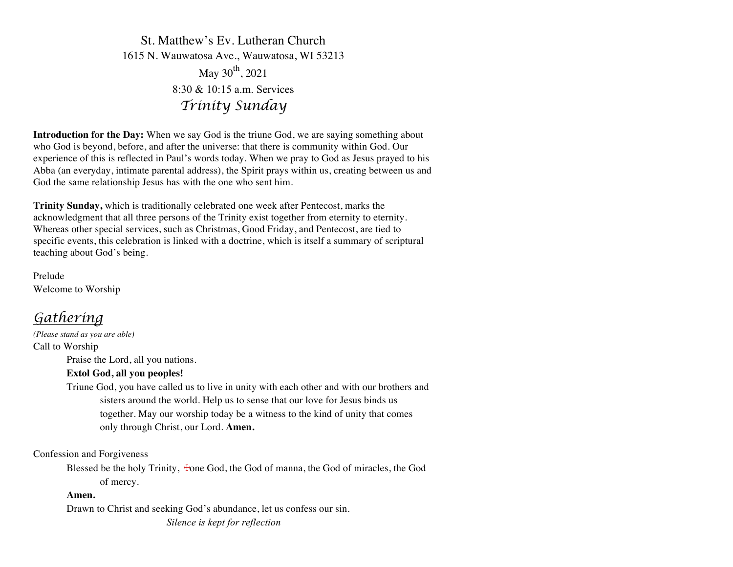St. Matthew's Ev. Lutheran Church
1615 N. Wauwatosa Ave., Wauwatosa, WI 53213
May 30th, 2021
8:30 & 10:15 a.m. Services

# *Trinity Sunday*

**Introduction for the Day:** When we say God is the triune God, we are saying something about who God is beyond, before, and after the universe: that there is community within God. Our experience of this is reflected in Paul's words today. When we pray to God as Jesus prayed to his Abba (an everyday, intimate parental address), the Spirit prays within us, creating between us and God the same relationship Jesus has with the one who sent him.

**Trinity Sunday,** which is traditionally celebrated one week after Pentecost, marks the acknowledgment that all three persons of the Trinity exist together from eternity to eternity. Whereas other special services, such as Christmas, Good Friday, and Pentecost, are tied to specific events, this celebration is linked with a doctrine, which is itself a summary of scriptural teaching about God's being.

Prelude

Welcome to Worship

## *Gathering*

*(Please stand as you are able)*

Call to Worship

Praise the Lord, all you nations.

**Extol God, all you peoples!**

Triune God, you have called us to live in unity with each other and with our brothers and sisters around the world. Help us to sense that our love for Jesus binds us together. May our worship today be a witness to the kind of unity that comes only through Christ, our Lord. **Amen.**

Confession and Forgiveness

Blessed be the holy Trinity, ☩one God, the God of manna, the God of miracles, the God of mercy.

**Amen.**

Drawn to Christ and seeking God's abundance, let us confess our sin.

*Silence is kept for reflection*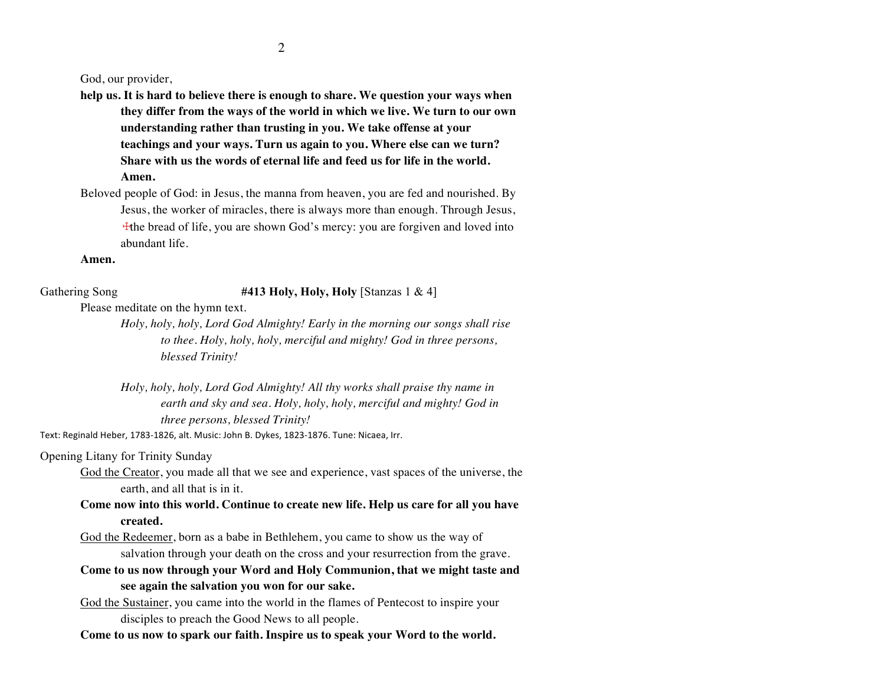God, our provider,

**help us. It is hard to believe there is enough to share. We question your ways when they differ from the ways of the world in which we live. We turn to our own understanding rather than trusting in you. We take offense at your teachings and your ways. Turn us again to you. Where else can we turn? Share with us the words of eternal life and feed us for life in the world. Amen.**

Beloved people of God: in Jesus, the manna from heaven, you are fed and nourished. By Jesus, the worker of miracles, there is always more than enough. Through Jesus, ☩the bread of life, you are shown God's mercy: you are forgiven and loved into abundant life.

**Amen.**

Gathering Song **#413 Holy, Holy, Holy** [Stanzas 1 & 4]

Please meditate on the hymn text.

*Holy, holy, holy, Lord God Almighty! Early in the morning our songs shall rise to thee. Holy, holy, holy, merciful and mighty! God in three persons, blessed Trinity!*

*Holy, holy, holy, Lord God Almighty! All thy works shall praise thy name in earth and sky and sea. Holy, holy, holy, merciful and mighty! God in three persons, blessed Trinity!*

Text: Reginald Heber, 1783-1826, alt. Music: John B. Dykes, 1823-1876. Tune: Nicaea, Irr.

Opening Litany for Trinity Sunday

God the Creator, you made all that we see and experience, vast spaces of the universe, the earth, and all that is in it.

**Come now into this world. Continue to create new life. Help us care for all you have created.**

God the Redeemer, born as a babe in Bethlehem, you came to show us the way of salvation through your death on the cross and your resurrection from the grave.

**Come to us now through your Word and Holy Communion, that we might taste and see again the salvation you won for our sake.**

God the Sustainer, you came into the world in the flames of Pentecost to inspire your disciples to preach the Good News to all people.

**Come to us now to spark our faith. Inspire us to speak your Word to the world.**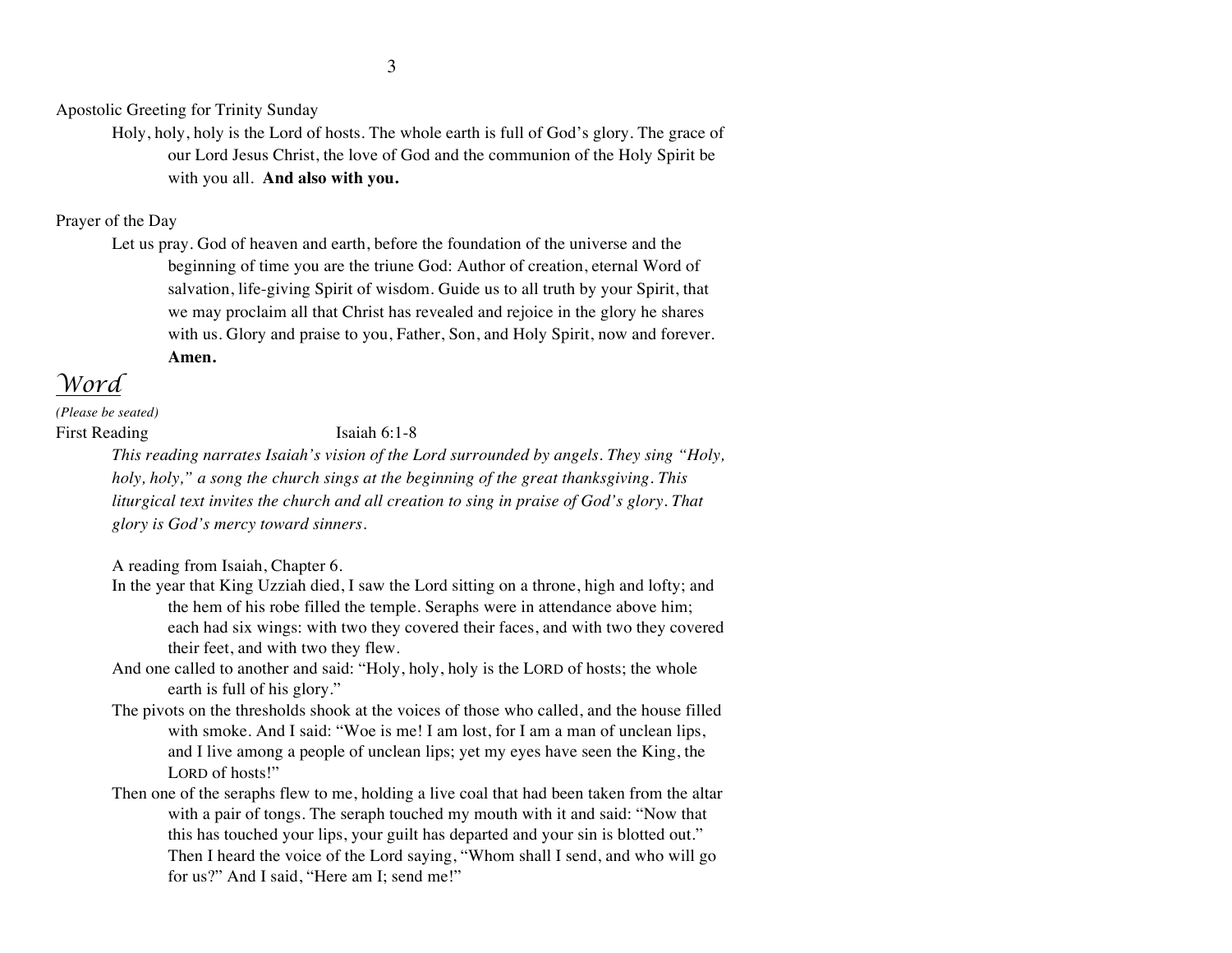Apostolic Greeting for Trinity Sunday

Holy, holy, holy is the Lord of hosts. The whole earth is full of God's glory. The grace of our Lord Jesus Christ, the love of God and the communion of the Holy Spirit be with you all. **And also with you.**

Prayer of the Day

Let us pray. God of heaven and earth, before the foundation of the universe and the beginning of time you are the triune God: Author of creation, eternal Word of salvation, life-giving Spirit of wisdom. Guide us to all truth by your Spirit, that we may proclaim all that Christ has revealed and rejoice in the glory he shares with us. Glory and praise to you, Father, Son, and Holy Spirit, now and forever. **Amen.**

# *Word*

*(Please be seated)*

First Reading Isaiah 6:1-8

*This reading narrates Isaiah's vision of the Lord surrounded by angels. They sing "Holy, holy, holy," a song the church sings at the beginning of the great thanksgiving. This liturgical text invites the church and all creation to sing in praise of God's glory. That glory is God's mercy toward sinners.*

A reading from Isaiah, Chapter 6.

In the year that King Uzziah died, I saw the Lord sitting on a throne, high and lofty; and the hem of his robe filled the temple. Seraphs were in attendance above him; each had six wings: with two they covered their faces, and with two they covered their feet, and with two they flew.

And one called to another and said: "Holy, holy, holy is the LORD of hosts; the whole earth is full of his glory."

The pivots on the thresholds shook at the voices of those who called, and the house filled with smoke. And I said: "Woe is me! I am lost, for I am a man of unclean lips, and I live among a people of unclean lips; yet my eyes have seen the King, the LORD of hosts!"

Then one of the seraphs flew to me, holding a live coal that had been taken from the altar with a pair of tongs. The seraph touched my mouth with it and said: "Now that this has touched your lips, your guilt has departed and your sin is blotted out." Then I heard the voice of the Lord saying, "Whom shall I send, and who will go for us?" And I said, "Here am I; send me!"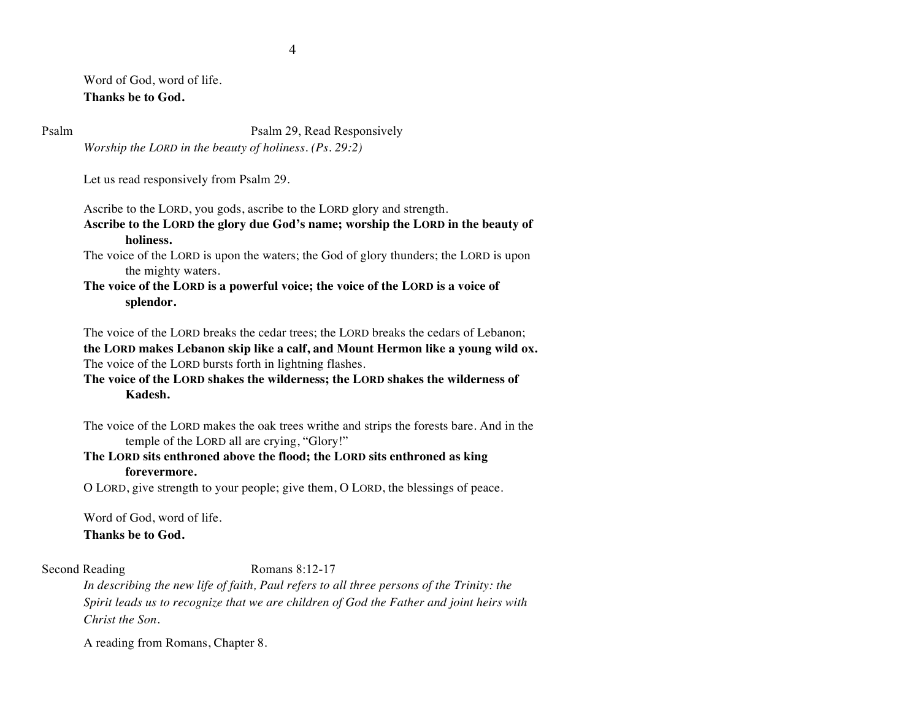Word of God, word of life.
**Thanks be to God.**

Psalm Psalm 29, Read Responsively
*Worship the LORD in the beauty of holiness. (Ps. 29:2)*

Let us read responsively from Psalm 29.

Ascribe to the LORD, you gods, ascribe to the LORD glory and strength.
**Ascribe to the LORD the glory due God's name; worship the LORD in the beauty of holiness.**
The voice of the LORD is upon the waters; the God of glory thunders; the LORD is upon the mighty waters.
**The voice of the LORD is a powerful voice; the voice of the LORD is a voice of splendor.**

The voice of the LORD breaks the cedar trees; the LORD breaks the cedars of Lebanon;
**the LORD makes Lebanon skip like a calf, and Mount Hermon like a young wild ox.**
The voice of the LORD bursts forth in lightning flashes.
**The voice of the LORD shakes the wilderness; the LORD shakes the wilderness of Kadesh.**

The voice of the LORD makes the oak trees writhe and strips the forests bare. And in the temple of the LORD all are crying, "Glory!"
**The LORD sits enthroned above the flood; the LORD sits enthroned as king forevermore.**
O LORD, give strength to your people; give them, O LORD, the blessings of peace.

Word of God, word of life.
**Thanks be to God.**

Second Reading Romans 8:12-17
*In describing the new life of faith, Paul refers to all three persons of the Trinity: the Spirit leads us to recognize that we are children of God the Father and joint heirs with Christ the Son.*

A reading from Romans, Chapter 8.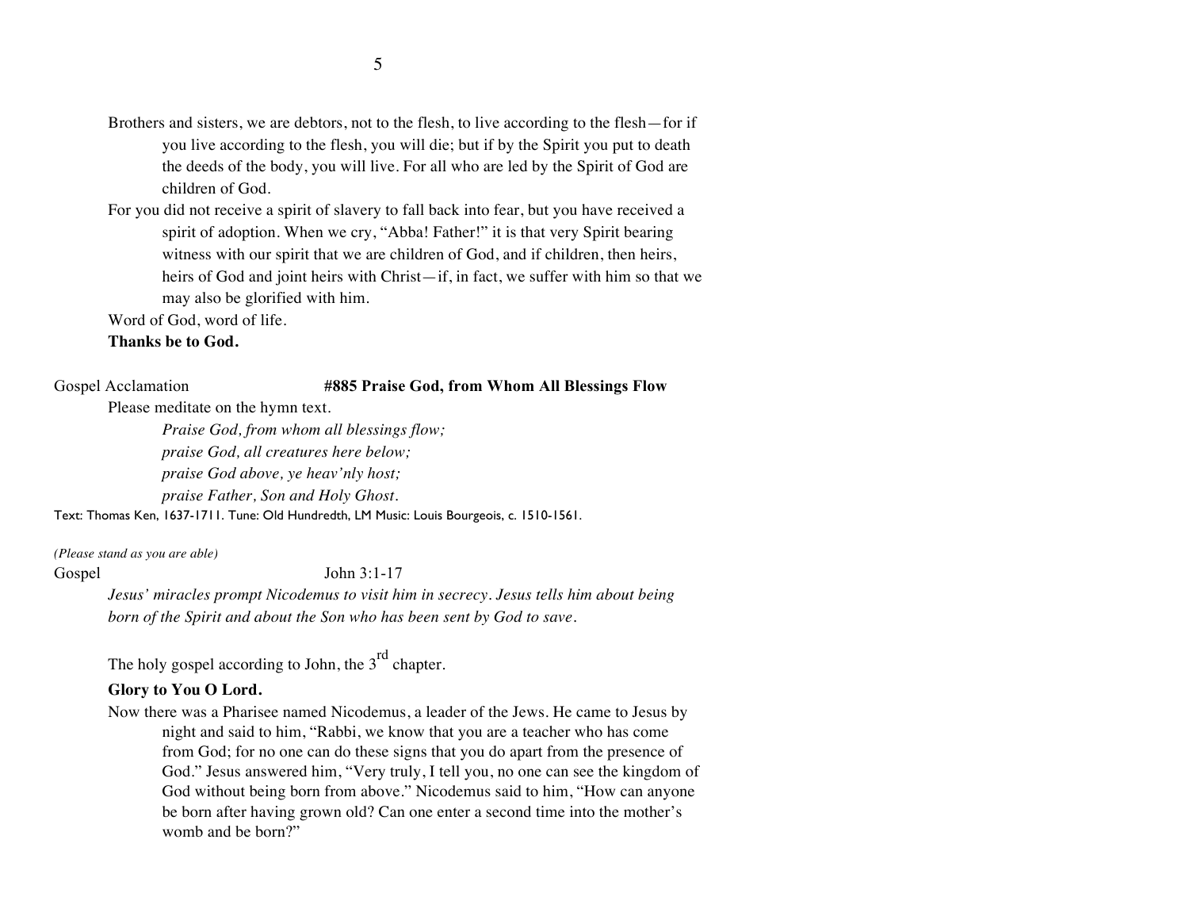Brothers and sisters, we are debtors, not to the flesh, to live according to the flesh—for if you live according to the flesh, you will die; but if by the Spirit you put to death the deeds of the body, you will live. For all who are led by the Spirit of God are children of God.

For you did not receive a spirit of slavery to fall back into fear, but you have received a spirit of adoption. When we cry, "Abba! Father!" it is that very Spirit bearing witness with our spirit that we are children of God, and if children, then heirs, heirs of God and joint heirs with Christ—if, in fact, we suffer with him so that we may also be glorified with him.

Word of God, word of life.

**Thanks be to God.**

Gospel Acclamation **#885 Praise God, from Whom All Blessings Flow**

Please meditate on the hymn text.

*Praise God, from whom all blessings flow;*
*praise God, all creatures here below;*
*praise God above, ye heav'nly host;*
*praise Father, Son and Holy Ghost.*

Text: Thomas Ken, 1637-1711. Tune: Old Hundredth, LM Music: Louis Bourgeois, c. 1510-1561.

*(Please stand as you are able)*

Gospel John 3:1-17

*Jesus' miracles prompt Nicodemus to visit him in secrecy. Jesus tells him about being born of the Spirit and about the Son who has been sent by God to save.*

The holy gospel according to John, the 3rd chapter.

**Glory to You O Lord.**

Now there was a Pharisee named Nicodemus, a leader of the Jews. He came to Jesus by night and said to him, "Rabbi, we know that you are a teacher who has come from God; for no one can do these signs that you do apart from the presence of God." Jesus answered him, "Very truly, I tell you, no one can see the kingdom of God without being born from above." Nicodemus said to him, "How can anyone be born after having grown old? Can one enter a second time into the mother's womb and be born?"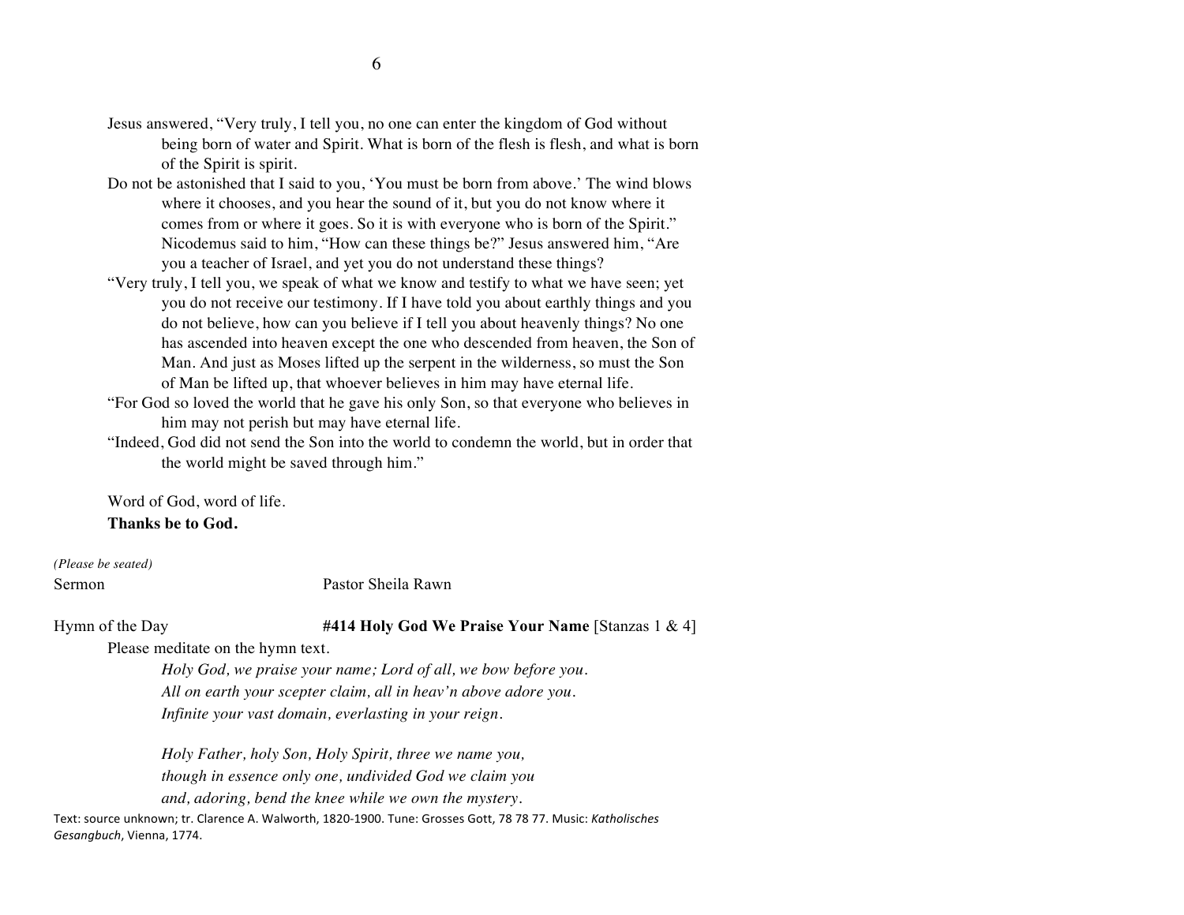Jesus answered, "Very truly, I tell you, no one can enter the kingdom of God without being born of water and Spirit. What is born of the flesh is flesh, and what is born of the Spirit is spirit.

Do not be astonished that I said to you, 'You must be born from above.' The wind blows where it chooses, and you hear the sound of it, but you do not know where it comes from or where it goes. So it is with everyone who is born of the Spirit." Nicodemus said to him, "How can these things be?" Jesus answered him, "Are you a teacher of Israel, and yet you do not understand these things?

"Very truly, I tell you, we speak of what we know and testify to what we have seen; yet you do not receive our testimony. If I have told you about earthly things and you do not believe, how can you believe if I tell you about heavenly things? No one has ascended into heaven except the one who descended from heaven, the Son of Man. And just as Moses lifted up the serpent in the wilderness, so must the Son of Man be lifted up, that whoever believes in him may have eternal life.

"For God so loved the world that he gave his only Son, so that everyone who believes in him may not perish but may have eternal life.

"Indeed, God did not send the Son into the world to condemn the world, but in order that the world might be saved through him."

Word of God, word of life.
**Thanks be to God.**

*(Please be seated)*

Sermon — Pastor Sheila Rawn

Hymn of the Day — **#414 Holy God We Praise Your Name** [Stanzas 1 & 4]

Please meditate on the hymn text.

*Holy God, we praise your name; Lord of all, we bow before you.*
*All on earth your scepter claim, all in heav'n above adore you.*
*Infinite your vast domain, everlasting in your reign.*

*Holy Father, holy Son, Holy Spirit, three we name you,*
*though in essence only one, undivided God we claim you*
*and, adoring, bend the knee while we own the mystery.*

Text: source unknown; tr. Clarence A. Walworth, 1820-1900. Tune: Grosses Gott, 78 78 77. Music: *Katholisches Gesangbuch*, Vienna, 1774.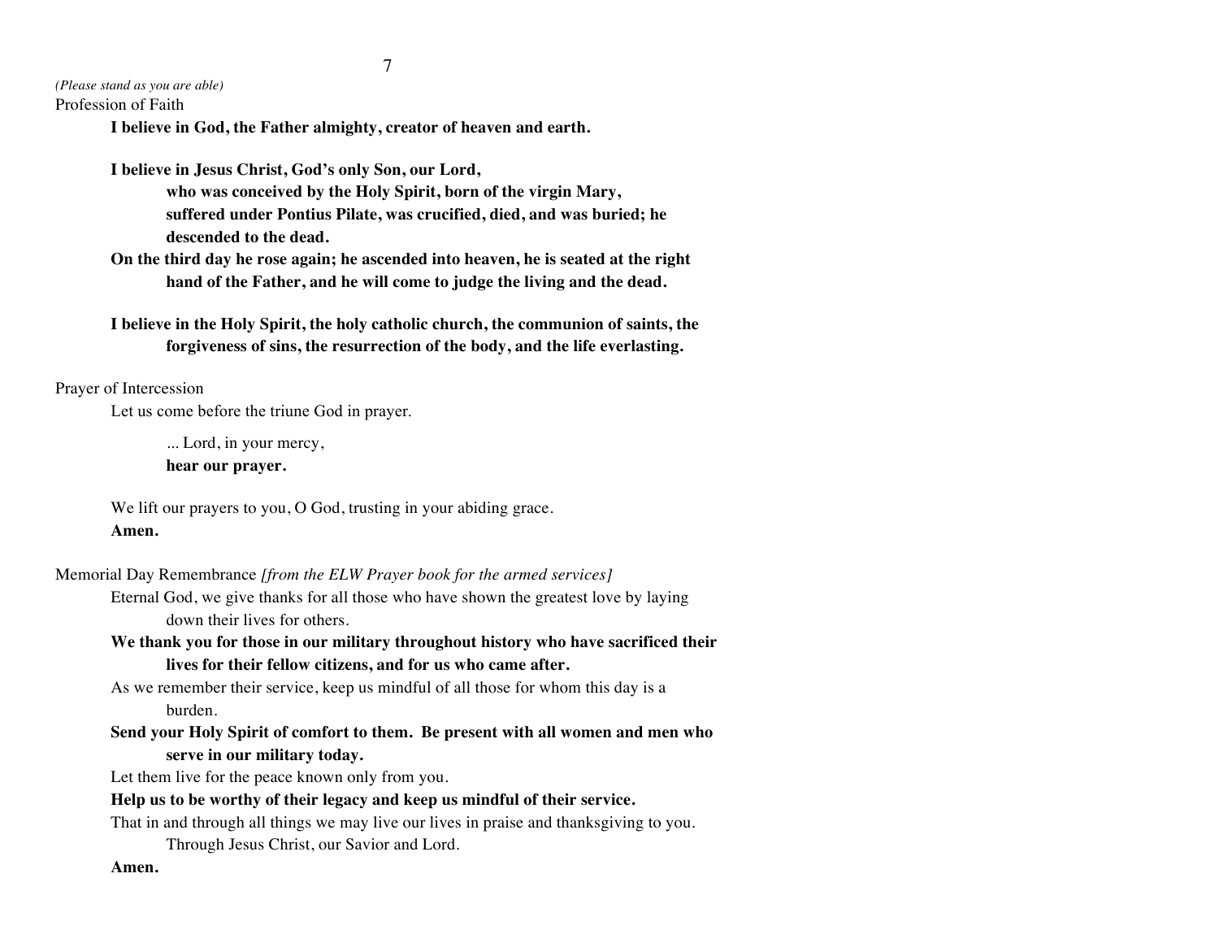*(Please stand as you are able)*

Profession of Faith

**I believe in God, the Father almighty, creator of heaven and earth.**

**I believe in Jesus Christ, God's only Son, our Lord,
who was conceived by the Holy Spirit, born of the virgin Mary,
suffered under Pontius Pilate, was crucified, died, and was buried; he descended to the dead.
On the third day he rose again; he ascended into heaven, he is seated at the right hand of the Father, and he will come to judge the living and the dead.**

**I believe in the Holy Spirit, the holy catholic church, the communion of saints, the forgiveness of sins, the resurrection of the body, and the life everlasting.**

Prayer of Intercession

Let us come before the triune God in prayer.

... Lord, in your mercy,
**hear our prayer.**

We lift our prayers to you, O God, trusting in your abiding grace.
**Amen.**

Memorial Day Remembrance *[from the ELW Prayer book for the armed services]*

Eternal God, we give thanks for all those who have shown the greatest love by laying down their lives for others.

**We thank you for those in our military throughout history who have sacrificed their lives for their fellow citizens, and for us who came after.**

As we remember their service, keep us mindful of all those for whom this day is a burden.

**Send your Holy Spirit of comfort to them. Be present with all women and men who serve in our military today.**

Let them live for the peace known only from you.

**Help us to be worthy of their legacy and keep us mindful of their service.**

That in and through all things we may live our lives in praise and thanksgiving to you. Through Jesus Christ, our Savior and Lord.

**Amen.**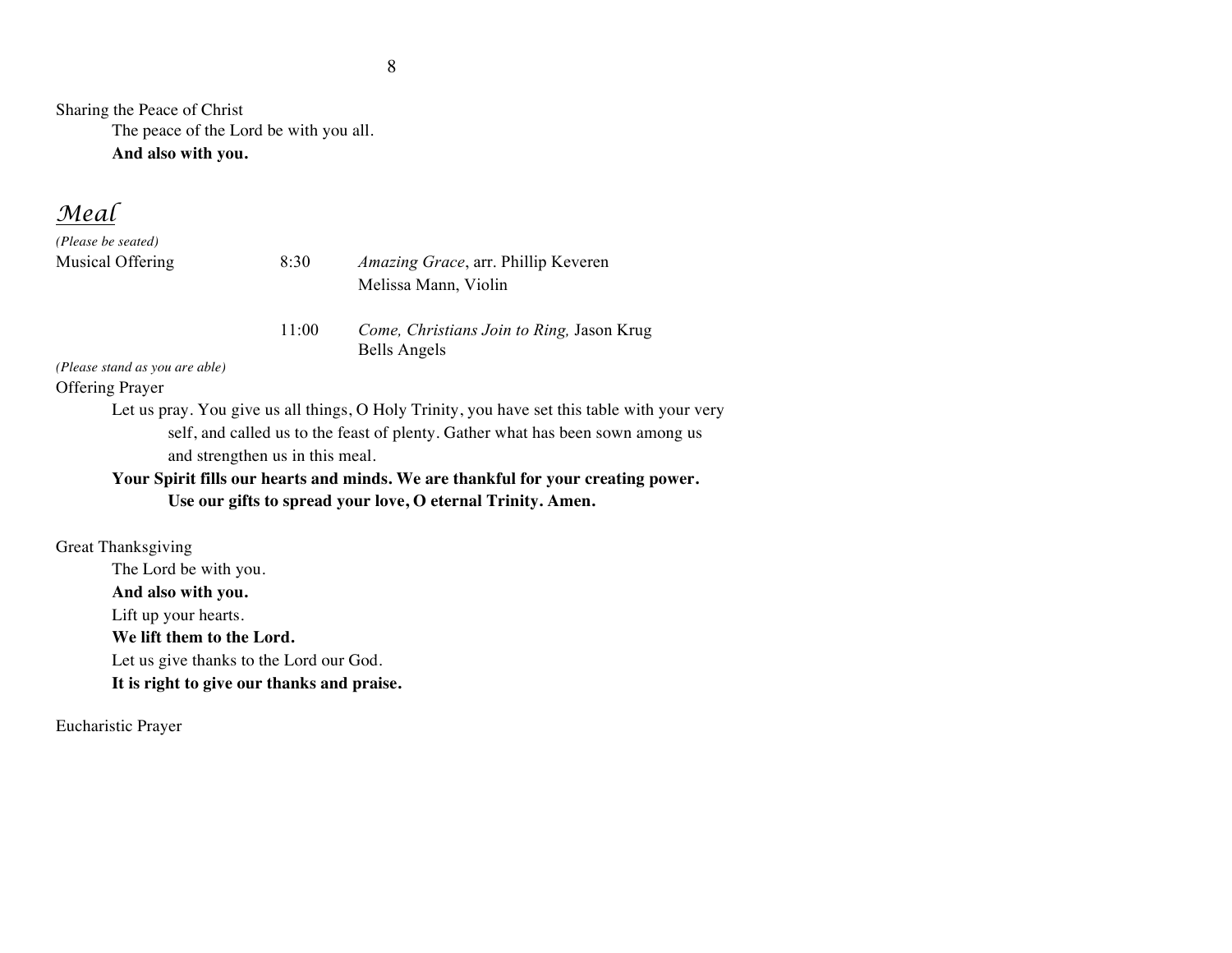Sharing the Peace of Christ

The peace of the Lord be with you all.

**And also with you.**

## *Meal*

*(Please be seated)*

Musical Offering

8:30 *Amazing Grace*, arr. Phillip Keveren
Melissa Mann, Violin

11:00 *Come, Christians Join to Ring,* Jason Krug
Bells Angels

*(Please stand as you are able)*

Offering Prayer

Let us pray. You give us all things, O Holy Trinity, you have set this table with your very self, and called us to the feast of plenty. Gather what has been sown among us and strengthen us in this meal.

**Your Spirit fills our hearts and minds. We are thankful for your creating power. Use our gifts to spread your love, O eternal Trinity. Amen.**

Great Thanksgiving

The Lord be with you.

**And also with you.**

Lift up your hearts.

**We lift them to the Lord.**

Let us give thanks to the Lord our God.

**It is right to give our thanks and praise.**

Eucharistic Prayer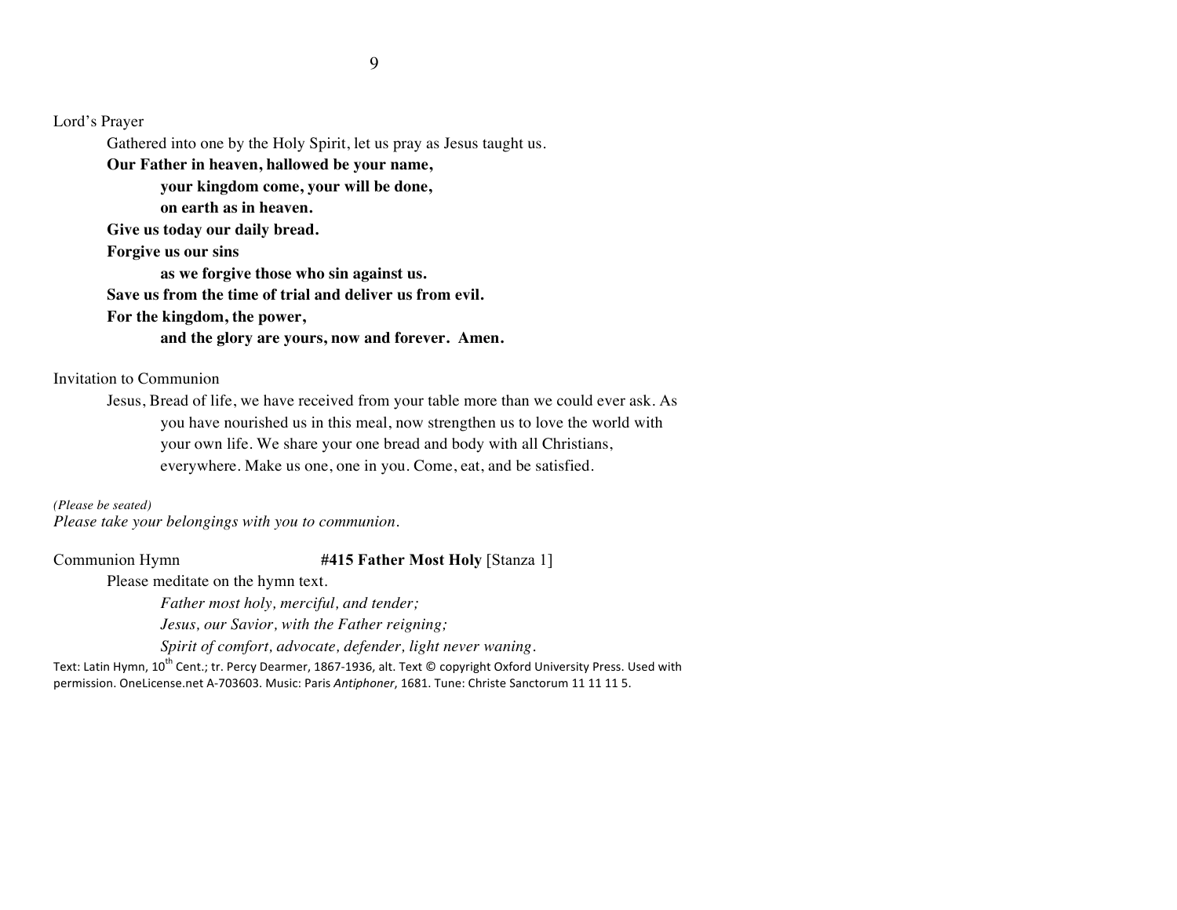Lord's Prayer

Gathered into one by the Holy Spirit, let us pray as Jesus taught us.

**Our Father in heaven, hallowed be your name,**
**your kingdom come, your will be done,**
**on earth as in heaven.**
**Give us today our daily bread.**
**Forgive us our sins**
**as we forgive those who sin against us.**
**Save us from the time of trial and deliver us from evil.**
**For the kingdom, the power,**
**and the glory are yours, now and forever. Amen.**

Invitation to Communion

Jesus, Bread of life, we have received from your table more than we could ever ask. As you have nourished us in this meal, now strengthen us to love the world with your own life. We share your one bread and body with all Christians, everywhere. Make us one, one in you. Come, eat, and be satisfied.

*(Please be seated)*
*Please take your belongings with you to communion.*

Communion Hymn **#415 Father Most Holy** [Stanza 1]

Please meditate on the hymn text.

*Father most holy, merciful, and tender;*
*Jesus, our Savior, with the Father reigning;*
*Spirit of comfort, advocate, defender, light never waning.*

Text: Latin Hymn, 10th Cent.; tr. Percy Dearmer, 1867-1936, alt. Text © copyright Oxford University Press. Used with permission. OneLicense.net A-703603. Music: Paris *Antiphoner*, 1681. Tune: Christe Sanctorum 11 11 11 5.